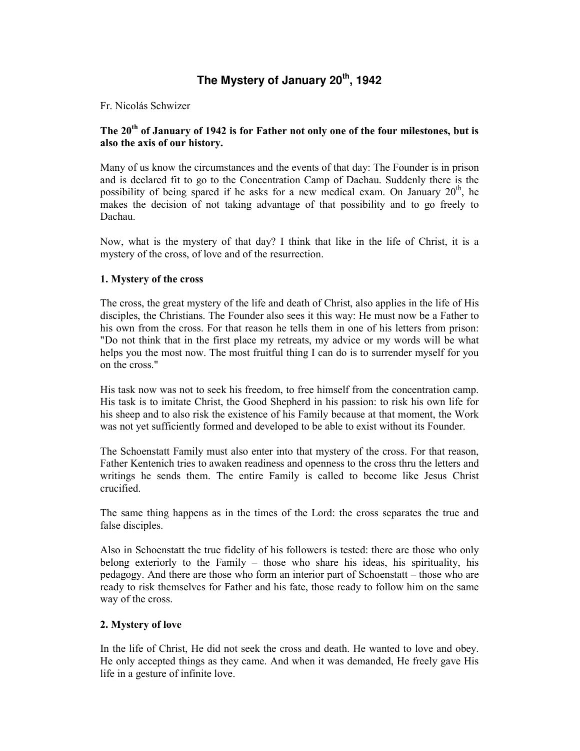# The Mystery of January 20th, 1942

Fr. Nicolás Schwizer

**The 20th of January of 1942 is for Father not only one of the four milestones, but is also the axis of our history.**

Many of us know the circumstances and the events of that day: The Founder is in prison and is declared fit to go to the Concentration Camp of Dachau. Suddenly there is the possibility of being spared if he asks for a new medical exam. On January 20th, he makes the decision of not taking advantage of that possibility and to go freely to Dachau.

Now, what is the mystery of that day? I think that like in the life of Christ, it is a mystery of the cross, of love and of the resurrection.

### 1. Mystery of the cross

The cross, the great mystery of the life and death of Christ, also applies in the life of His disciples, the Christians. The Founder also sees it this way: He must now be a Father to his own from the cross. For that reason he tells them in one of his letters from prison: "Do not think that in the first place my retreats, my advice or my words will be what helps you the most now. The most fruitful thing I can do is to surrender myself for you on the cross."

His task now was not to seek his freedom, to free himself from the concentration camp. His task is to imitate Christ, the Good Shepherd in his passion: to risk his own life for his sheep and to also risk the existence of his Family because at that moment, the Work was not yet sufficiently formed and developed to be able to exist without its Founder.

The Schoenstatt Family must also enter into that mystery of the cross. For that reason, Father Kentenich tries to awaken readiness and openness to the cross thru the letters and writings he sends them. The entire Family is called to become like Jesus Christ crucified.

The same thing happens as in the times of the Lord: the cross separates the true and false disciples.

Also in Schoenstatt the true fidelity of his followers is tested: there are those who only belong exteriorly to the Family – those who share his ideas, his spirituality, his pedagogy. And there are those who form an interior part of Schoenstatt – those who are ready to risk themselves for Father and his fate, those ready to follow him on the same way of the cross.

### 2. Mystery of love

In the life of Christ, He did not seek the cross and death. He wanted to love and obey. He only accepted things as they came. And when it was demanded, He freely gave His life in a gesture of infinite love.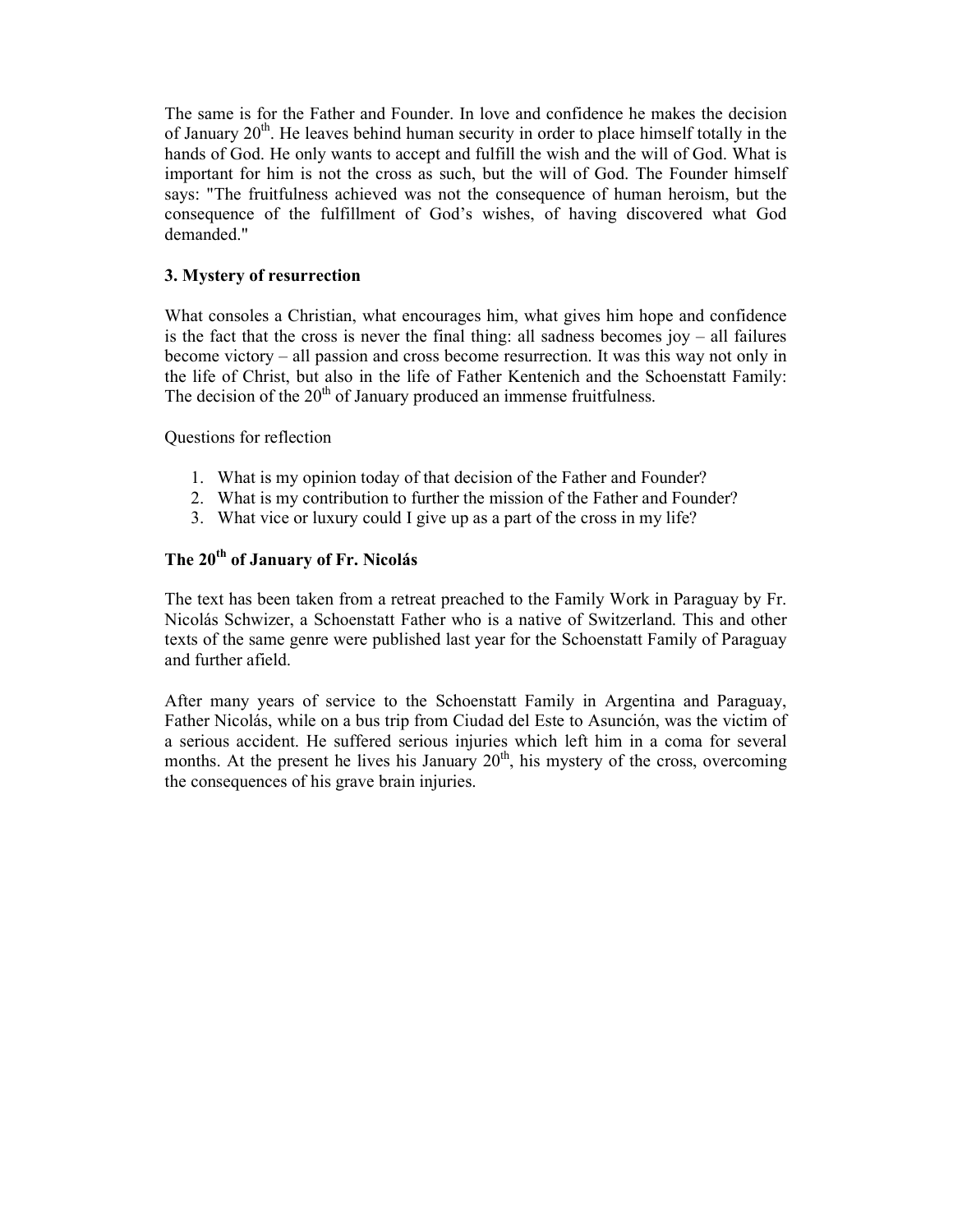The same is for the Father and Founder. In love and confidence he makes the decision of January 20th. He leaves behind human security in order to place himself totally in the hands of God. He only wants to accept and fulfill the wish and the will of God. What is important for him is not the cross as such, but the will of God. The Founder himself says: "The fruitfulness achieved was not the consequence of human heroism, but the consequence of the fulfillment of God's wishes, of having discovered what God demanded."

### 3. Mystery of resurrection

What consoles a Christian, what encourages him, what gives him hope and confidence is the fact that the cross is never the final thing: all sadness becomes joy – all failures become victory – all passion and cross become resurrection. It was this way not only in the life of Christ, but also in the life of Father Kentenich and the Schoenstatt Family: The decision of the 20th of January produced an immense fruitfulness.

Questions for reflection

1. What is my opinion today of that decision of the Father and Founder?
2. What is my contribution to further the mission of the Father and Founder?
3. What vice or luxury could I give up as a part of the cross in my life?

## The 20th of January of Fr. Nicolás

The text has been taken from a retreat preached to the Family Work in Paraguay by Fr. Nicolás Schwizer, a Schoenstatt Father who is a native of Switzerland. This and other texts of the same genre were published last year for the Schoenstatt Family of Paraguay and further afield.

After many years of service to the Schoenstatt Family in Argentina and Paraguay, Father Nicolás, while on a bus trip from Ciudad del Este to Asunción, was the victim of a serious accident. He suffered serious injuries which left him in a coma for several months. At the present he lives his January 20th, his mystery of the cross, overcoming the consequences of his grave brain injuries.